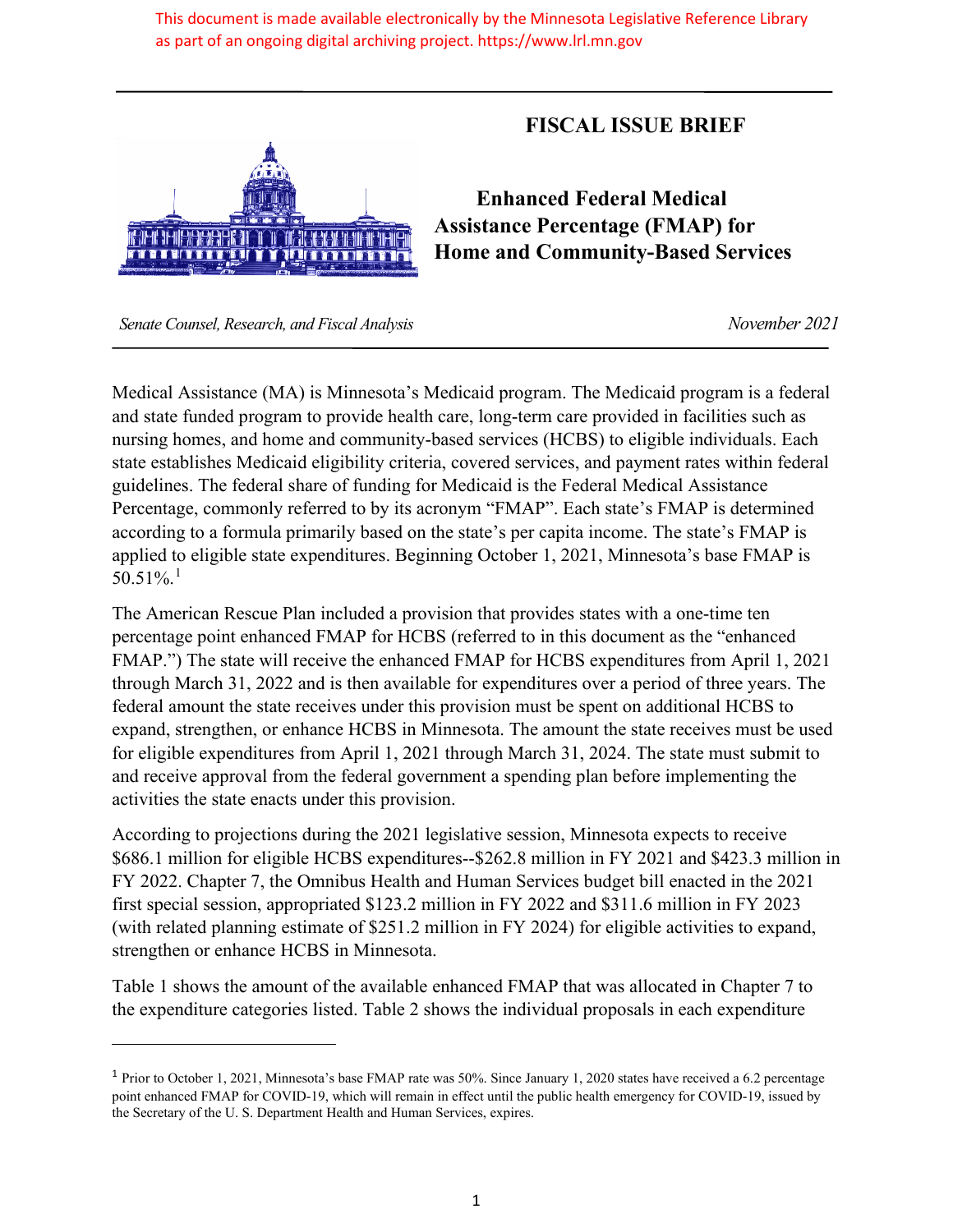This document is made available electronically by the Minnesota Legislative Reference Library as part of an ongoing digital archiving project. https://www.lrl.mn.gov

# FISCAL ISSUE BRIEF

## Enhanced Federal Medical Assistance Percentage (FMAP) for Home and Community-Based Services

*Senate Counsel, Research, and Fiscal Analysis* — *November 2021*

Medical Assistance (MA) is Minnesota's Medicaid program. The Medicaid program is a federal and state funded program to provide health care, long-term care provided in facilities such as nursing homes, and home and community-based services (HCBS) to eligible individuals. Each state establishes Medicaid eligibility criteria, covered services, and payment rates within federal guidelines. The federal share of funding for Medicaid is the Federal Medical Assistance Percentage, commonly referred to by its acronym "FMAP". Each state's FMAP is determined according to a formula primarily based on the state's per capita income. The state's FMAP is applied to eligible state expenditures. Beginning October 1, 2021, Minnesota's base FMAP is 50.51%.[1]

The American Rescue Plan included a provision that provides states with a one-time ten percentage point enhanced FMAP for HCBS (referred to in this document as the "enhanced FMAP.") The state will receive the enhanced FMAP for HCBS expenditures from April 1, 2021 through March 31, 2022 and is then available for expenditures over a period of three years. The federal amount the state receives under this provision must be spent on additional HCBS to expand, strengthen, or enhance HCBS in Minnesota. The amount the state receives must be used for eligible expenditures from April 1, 2021 through March 31, 2024. The state must submit to and receive approval from the federal government a spending plan before implementing the activities the state enacts under this provision.

According to projections during the 2021 legislative session, Minnesota expects to receive $686.1 million for eligible HCBS expenditures--$262.8 million in FY 2021 and $423.3 million in FY 2022. Chapter 7, the Omnibus Health and Human Services budget bill enacted in the 2021 first special session, appropriated $123.2 million in FY 2022 and $311.6 million in FY 2023 (with related planning estimate of $251.2 million in FY 2024) for eligible activities to expand, strengthen or enhance HCBS in Minnesota.

Table 1 shows the amount of the available enhanced FMAP that was allocated in Chapter 7 to the expenditure categories listed. Table 2 shows the individual proposals in each expenditure

---

[1] Prior to October 1, 2021, Minnesota's base FMAP rate was 50%. Since January 1, 2020 states have received a 6.2 percentage point enhanced FMAP for COVID-19, which will remain in effect until the public health emergency for COVID-19, issued by the Secretary of the U. S. Department Health and Human Services, expires.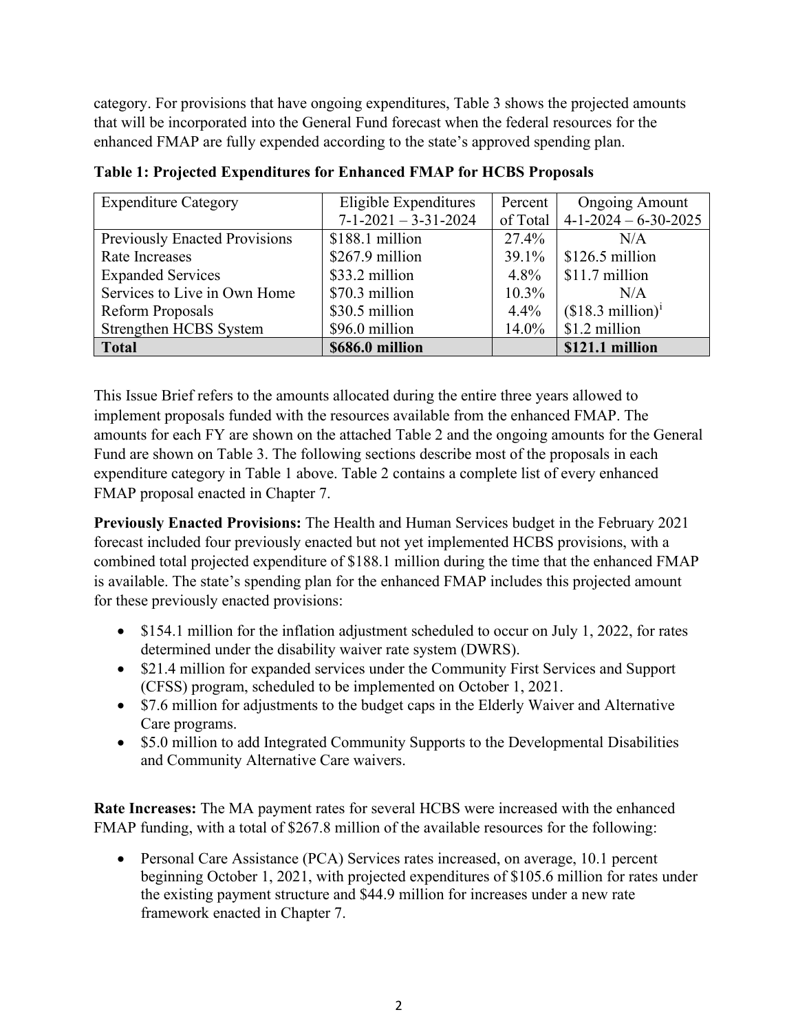category. For provisions that have ongoing expenditures, Table 3 shows the projected amounts that will be incorporated into the General Fund forecast when the federal resources for the enhanced FMAP are fully expended according to the state's approved spending plan.

**Table 1: Projected Expenditures for Enhanced FMAP for HCBS Proposals**

| Expenditure Category | Eligible Expenditures 7-1-2021 – 3-31-2024 | Percent of Total | Ongoing Amount 4-1-2024 – 6-30-2025 |
|---|---|---|---|
| Previously Enacted Provisions | $188.1 million | 27.4% | N/A |
| Rate Increases | $267.9 million | 39.1% | $126.5 million |
| Expanded Services | $33.2 million | 4.8% | $11.7 million |
| Services to Live in Own Home | $70.3 million | 10.3% | N/A |
| Reform Proposals | $30.5 million | 4.4% | ($18.3 million)[i] |
| Strengthen HCBS System | $96.0 million | 14.0% | $1.2 million |
| **Total** | **$686.0 million** | | **$121.1 million** |

This Issue Brief refers to the amounts allocated during the entire three years allowed to implement proposals funded with the resources available from the enhanced FMAP. The amounts for each FY are shown on the attached Table 2 and the ongoing amounts for the General Fund are shown on Table 3. The following sections describe most of the proposals in each expenditure category in Table 1 above. Table 2 contains a complete list of every enhanced FMAP proposal enacted in Chapter 7.

**Previously Enacted Provisions:** The Health and Human Services budget in the February 2021 forecast included four previously enacted but not yet implemented HCBS provisions, with a combined total projected expenditure of $188.1 million during the time that the enhanced FMAP is available. The state's spending plan for the enhanced FMAP includes this projected amount for these previously enacted provisions:

- $154.1 million for the inflation adjustment scheduled to occur on July 1, 2022, for rates determined under the disability waiver rate system (DWRS).
- $21.4 million for expanded services under the Community First Services and Support (CFSS) program, scheduled to be implemented on October 1, 2021.
- $7.6 million for adjustments to the budget caps in the Elderly Waiver and Alternative Care programs.
- $5.0 million to add Integrated Community Supports to the Developmental Disabilities and Community Alternative Care waivers.

**Rate Increases:** The MA payment rates for several HCBS were increased with the enhanced FMAP funding, with a total of $267.8 million of the available resources for the following:

- Personal Care Assistance (PCA) Services rates increased, on average, 10.1 percent beginning October 1, 2021, with projected expenditures of $105.6 million for rates under the existing payment structure and $44.9 million for increases under a new rate framework enacted in Chapter 7.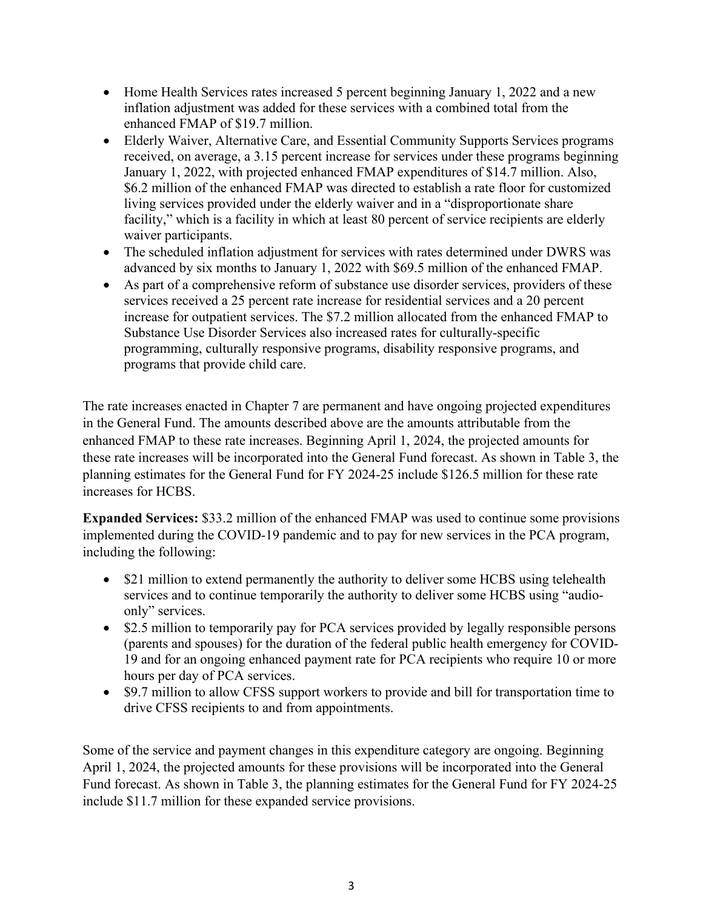- Home Health Services rates increased 5 percent beginning January 1, 2022 and a new inflation adjustment was added for these services with a combined total from the enhanced FMAP of $19.7 million.
- Elderly Waiver, Alternative Care, and Essential Community Supports Services programs received, on average, a 3.15 percent increase for services under these programs beginning January 1, 2022, with projected enhanced FMAP expenditures of $14.7 million. Also, $6.2 million of the enhanced FMAP was directed to establish a rate floor for customized living services provided under the elderly waiver and in a "disproportionate share facility," which is a facility in which at least 80 percent of service recipients are elderly waiver participants.
- The scheduled inflation adjustment for services with rates determined under DWRS was advanced by six months to January 1, 2022 with $69.5 million of the enhanced FMAP.
- As part of a comprehensive reform of substance use disorder services, providers of these services received a 25 percent rate increase for residential services and a 20 percent increase for outpatient services. The $7.2 million allocated from the enhanced FMAP to Substance Use Disorder Services also increased rates for culturally-specific programming, culturally responsive programs, disability responsive programs, and programs that provide child care.

The rate increases enacted in Chapter 7 are permanent and have ongoing projected expenditures in the General Fund. The amounts described above are the amounts attributable from the enhanced FMAP to these rate increases. Beginning April 1, 2024, the projected amounts for these rate increases will be incorporated into the General Fund forecast. As shown in Table 3, the planning estimates for the General Fund for FY 2024-25 include $126.5 million for these rate increases for HCBS.

**Expanded Services:** $33.2 million of the enhanced FMAP was used to continue some provisions implemented during the COVID-19 pandemic and to pay for new services in the PCA program, including the following:

- $21 million to extend permanently the authority to deliver some HCBS using telehealth services and to continue temporarily the authority to deliver some HCBS using "audio-only" services.
- $2.5 million to temporarily pay for PCA services provided by legally responsible persons (parents and spouses) for the duration of the federal public health emergency for COVID-19 and for an ongoing enhanced payment rate for PCA recipients who require 10 or more hours per day of PCA services.
- $9.7 million to allow CFSS support workers to provide and bill for transportation time to drive CFSS recipients to and from appointments.

Some of the service and payment changes in this expenditure category are ongoing. Beginning April 1, 2024, the projected amounts for these provisions will be incorporated into the General Fund forecast. As shown in Table 3, the planning estimates for the General Fund for FY 2024-25 include $11.7 million for these expanded service provisions.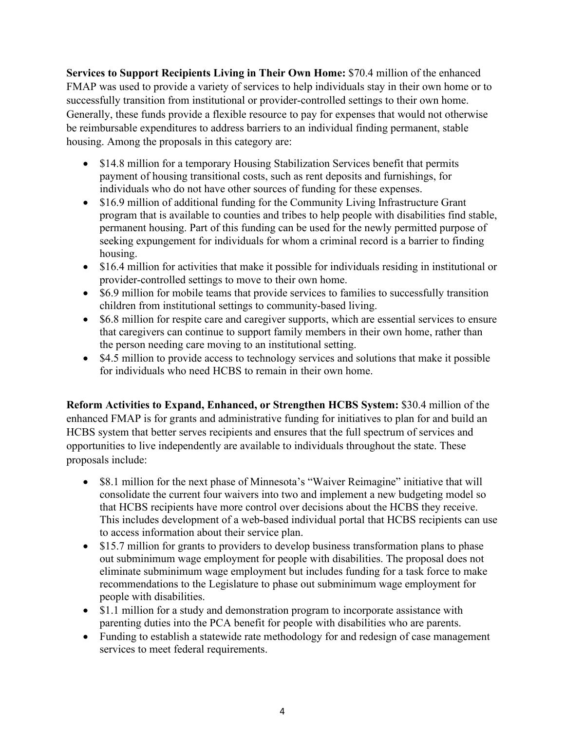**Services to Support Recipients Living in Their Own Home:** $70.4 million of the enhanced FMAP was used to provide a variety of services to help individuals stay in their own home or to successfully transition from institutional or provider-controlled settings to their own home. Generally, these funds provide a flexible resource to pay for expenses that would not otherwise be reimbursable expenditures to address barriers to an individual finding permanent, stable housing. Among the proposals in this category are:

- $14.8 million for a temporary Housing Stabilization Services benefit that permits payment of housing transitional costs, such as rent deposits and furnishings, for individuals who do not have other sources of funding for these expenses.
- $16.9 million of additional funding for the Community Living Infrastructure Grant program that is available to counties and tribes to help people with disabilities find stable, permanent housing. Part of this funding can be used for the newly permitted purpose of seeking expungement for individuals for whom a criminal record is a barrier to finding housing.
- $16.4 million for activities that make it possible for individuals residing in institutional or provider-controlled settings to move to their own home.
- $6.9 million for mobile teams that provide services to families to successfully transition children from institutional settings to community-based living.
- $6.8 million for respite care and caregiver supports, which are essential services to ensure that caregivers can continue to support family members in their own home, rather than the person needing care moving to an institutional setting.
- $4.5 million to provide access to technology services and solutions that make it possible for individuals who need HCBS to remain in their own home.

**Reform Activities to Expand, Enhanced, or Strengthen HCBS System:** $30.4 million of the enhanced FMAP is for grants and administrative funding for initiatives to plan for and build an HCBS system that better serves recipients and ensures that the full spectrum of services and opportunities to live independently are available to individuals throughout the state. These proposals include:

- $8.1 million for the next phase of Minnesota's "Waiver Reimagine" initiative that will consolidate the current four waivers into two and implement a new budgeting model so that HCBS recipients have more control over decisions about the HCBS they receive. This includes development of a web-based individual portal that HCBS recipients can use to access information about their service plan.
- $15.7 million for grants to providers to develop business transformation plans to phase out subminimum wage employment for people with disabilities. The proposal does not eliminate subminimum wage employment but includes funding for a task force to make recommendations to the Legislature to phase out subminimum wage employment for people with disabilities.
- $1.1 million for a study and demonstration program to incorporate assistance with parenting duties into the PCA benefit for people with disabilities who are parents.
- Funding to establish a statewide rate methodology for and redesign of case management services to meet federal requirements.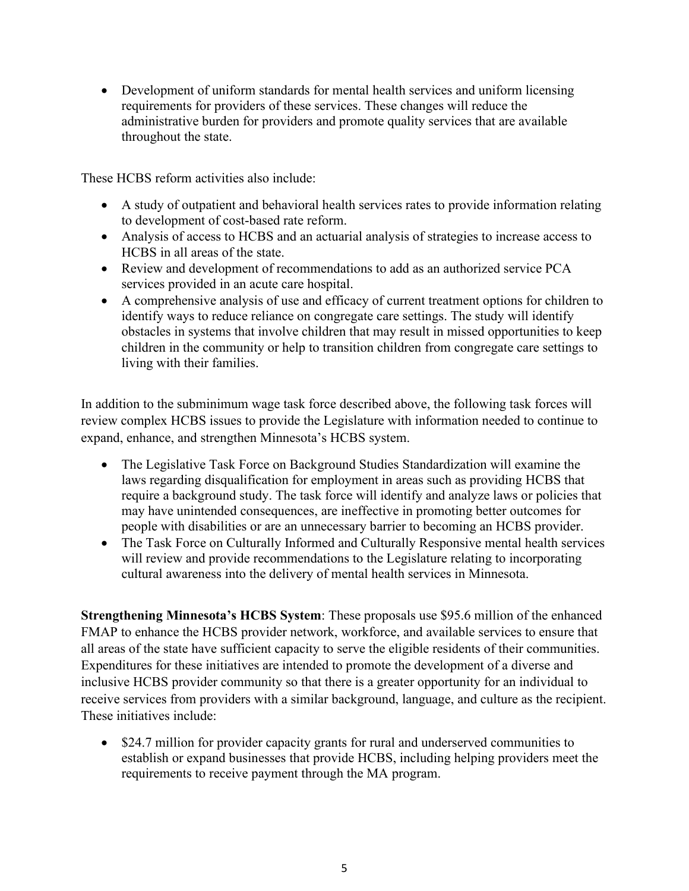- Development of uniform standards for mental health services and uniform licensing requirements for providers of these services. These changes will reduce the administrative burden for providers and promote quality services that are available throughout the state.

These HCBS reform activities also include:

- A study of outpatient and behavioral health services rates to provide information relating to development of cost-based rate reform.
- Analysis of access to HCBS and an actuarial analysis of strategies to increase access to HCBS in all areas of the state.
- Review and development of recommendations to add as an authorized service PCA services provided in an acute care hospital.
- A comprehensive analysis of use and efficacy of current treatment options for children to identify ways to reduce reliance on congregate care settings. The study will identify obstacles in systems that involve children that may result in missed opportunities to keep children in the community or help to transition children from congregate care settings to living with their families.

In addition to the subminimum wage task force described above, the following task forces will review complex HCBS issues to provide the Legislature with information needed to continue to expand, enhance, and strengthen Minnesota's HCBS system.

- The Legislative Task Force on Background Studies Standardization will examine the laws regarding disqualification for employment in areas such as providing HCBS that require a background study. The task force will identify and analyze laws or policies that may have unintended consequences, are ineffective in promoting better outcomes for people with disabilities or are an unnecessary barrier to becoming an HCBS provider.
- The Task Force on Culturally Informed and Culturally Responsive mental health services will review and provide recommendations to the Legislature relating to incorporating cultural awareness into the delivery of mental health services in Minnesota.

**Strengthening Minnesota's HCBS System**: These proposals use $95.6 million of the enhanced FMAP to enhance the HCBS provider network, workforce, and available services to ensure that all areas of the state have sufficient capacity to serve the eligible residents of their communities. Expenditures for these initiatives are intended to promote the development of a diverse and inclusive HCBS provider community so that there is a greater opportunity for an individual to receive services from providers with a similar background, language, and culture as the recipient. These initiatives include:

- $24.7 million for provider capacity grants for rural and underserved communities to establish or expand businesses that provide HCBS, including helping providers meet the requirements to receive payment through the MA program.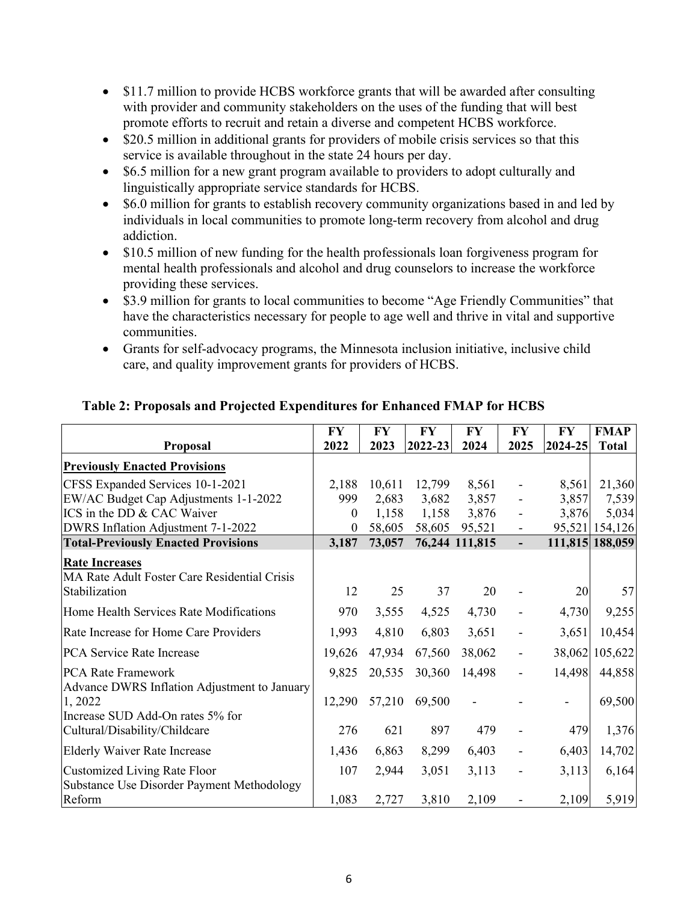- $11.7 million to provide HCBS workforce grants that will be awarded after consulting with provider and community stakeholders on the uses of the funding that will best promote efforts to recruit and retain a diverse and competent HCBS workforce.
- $20.5 million in additional grants for providers of mobile crisis services so that this service is available throughout in the state 24 hours per day.
- $6.5 million for a new grant program available to providers to adopt culturally and linguistically appropriate service standards for HCBS.
- $6.0 million for grants to establish recovery community organizations based in and led by individuals in local communities to promote long-term recovery from alcohol and drug addiction.
- $10.5 million of new funding for the health professionals loan forgiveness program for mental health professionals and alcohol and drug counselors to increase the workforce providing these services.
- $3.9 million for grants to local communities to become "Age Friendly Communities" that have the characteristics necessary for people to age well and thrive in vital and supportive communities.
- Grants for self-advocacy programs, the Minnesota inclusion initiative, inclusive child care, and quality improvement grants for providers of HCBS.

**Table 2: Proposals and Projected Expenditures for Enhanced FMAP for HCBS**

| Proposal | FY 2022 | FY 2023 | FY 2022-23 | FY 2024 | FY 2025 | FY 2024-25 | FMAP Total |
|---|---|---|---|---|---|---|---|
| **Previously Enacted Provisions** | | | | | | | |
| CFSS Expanded Services 10-1-2021 | 2,188 | 10,611 | 12,799 | 8,561 | - | 8,561 | 21,360 |
| EW/AC Budget Cap Adjustments 1-1-2022 | 999 | 2,683 | 3,682 | 3,857 | - | 3,857 | 7,539 |
| ICS in the DD & CAC Waiver | 0 | 1,158 | 1,158 | 3,876 | - | 3,876 | 5,034 |
| DWRS Inflation Adjustment 7-1-2022 | 0 | 58,605 | 58,605 | 95,521 | - | 95,521 | 154,126 |
| **Total-Previously Enacted Provisions** | **3,187** | **73,057** | **76,244** | **111,815** | **-** | **111,815** | **188,059** |
| **Rate Increases** | | | | | | | |
| MA Rate Adult Foster Care Residential Crisis Stabilization | 12 | 25 | 37 | 20 | - | 20 | 57 |
| Home Health Services Rate Modifications | 970 | 3,555 | 4,525 | 4,730 | - | 4,730 | 9,255 |
| Rate Increase for Home Care Providers | 1,993 | 4,810 | 6,803 | 3,651 | - | 3,651 | 10,454 |
| PCA Service Rate Increase | 19,626 | 47,934 | 67,560 | 38,062 | - | 38,062 | 105,622 |
| PCA Rate Framework | 9,825 | 20,535 | 30,360 | 14,498 | - | 14,498 | 44,858 |
| Advance DWRS Inflation Adjustment to January 1, 2022 | 12,290 | 57,210 | 69,500 | - | - | - | 69,500 |
| Increase SUD Add-On rates 5% for Cultural/Disability/Childcare | 276 | 621 | 897 | 479 | - | 479 | 1,376 |
| Elderly Waiver Rate Increase | 1,436 | 6,863 | 8,299 | 6,403 | - | 6,403 | 14,702 |
| Customized Living Rate Floor | 107 | 2,944 | 3,051 | 3,113 | - | 3,113 | 6,164 |
| Substance Use Disorder Payment Methodology Reform | 1,083 | 2,727 | 3,810 | 2,109 | - | 2,109 | 5,919 |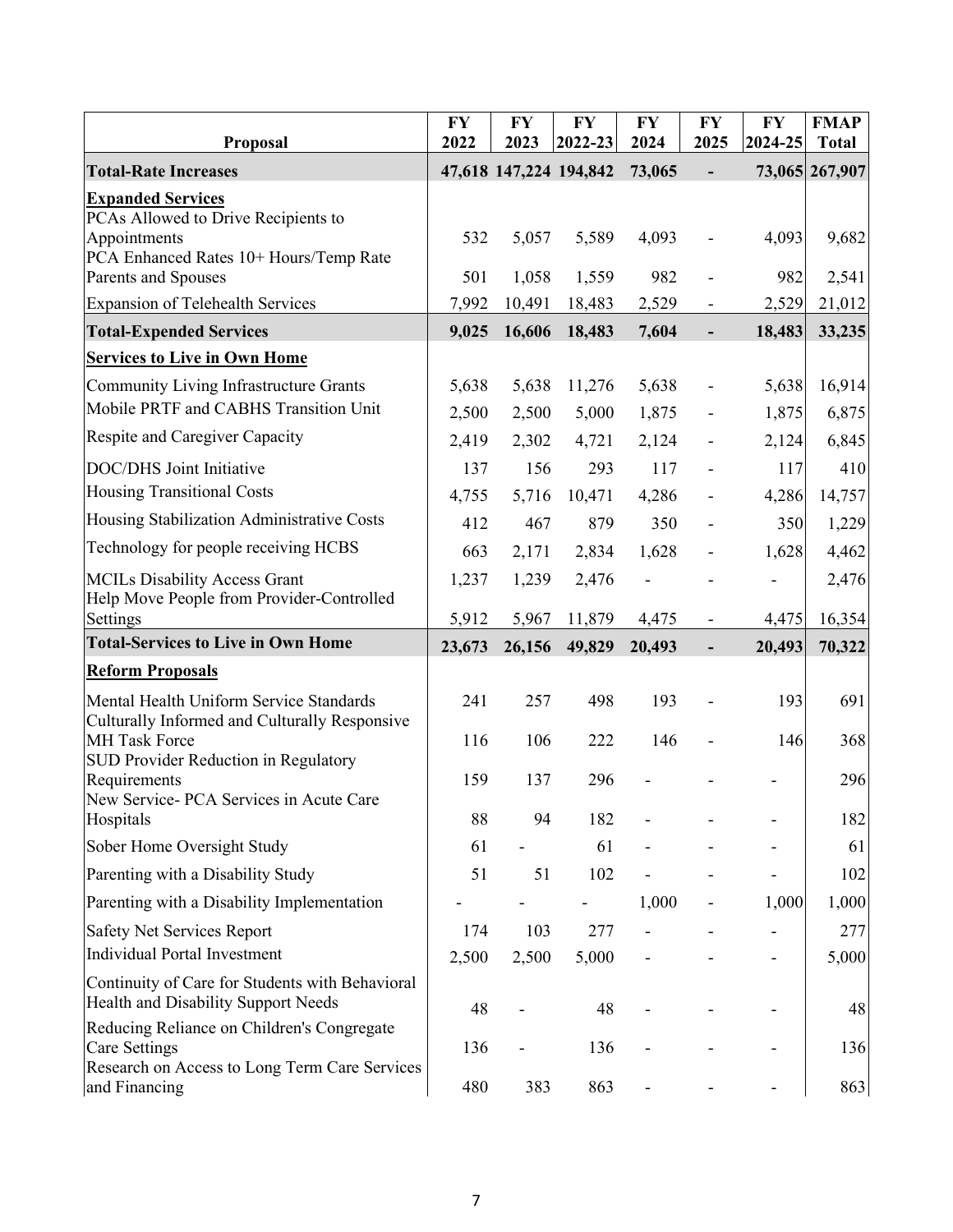| Proposal | FY 2022 | FY 2023 | FY 2022-23 | FY 2024 | FY 2025 | FY 2024-25 | FMAP Total |
|---|---|---|---|---|---|---|---|
| **Total-Rate Increases** | **47,618** | **147,224** | **194,842** | **73,065** | **-** | **73,065** | **267,907** |
| **Expanded Services** | | | | | | | |
| PCAs Allowed to Drive Recipients to Appointments | 532 | 5,057 | 5,589 | 4,093 | - | 4,093 | 9,682 |
| PCA Enhanced Rates 10+ Hours/Temp Rate Parents and Spouses | 501 | 1,058 | 1,559 | 982 | - | 982 | 2,541 |
| Expansion of Telehealth Services | 7,992 | 10,491 | 18,483 | 2,529 | - | 2,529 | 21,012 |
| **Total-Expended Services** | **9,025** | **16,606** | **18,483** | **7,604** | **-** | **18,483** | **33,235** |
| **Services to Live in Own Home** | | | | | | | |
| Community Living Infrastructure Grants | 5,638 | 5,638 | 11,276 | 5,638 | - | 5,638 | 16,914 |
| Mobile PRTF and CABHS Transition Unit | 2,500 | 2,500 | 5,000 | 1,875 | - | 1,875 | 6,875 |
| Respite and Caregiver Capacity | 2,419 | 2,302 | 4,721 | 2,124 | - | 2,124 | 6,845 |
| DOC/DHS Joint Initiative | 137 | 156 | 293 | 117 | - | 117 | 410 |
| Housing Transitional Costs | 4,755 | 5,716 | 10,471 | 4,286 | - | 4,286 | 14,757 |
| Housing Stabilization Administrative Costs | 412 | 467 | 879 | 350 | - | 350 | 1,229 |
| Technology for people receiving HCBS | 663 | 2,171 | 2,834 | 1,628 | - | 1,628 | 4,462 |
| MCILs Disability Access Grant | 1,237 | 1,239 | 2,476 | - | - | - | 2,476 |
| Help Move People from Provider-Controlled Settings | 5,912 | 5,967 | 11,879 | 4,475 | - | 4,475 | 16,354 |
| **Total-Services to Live in Own Home** | **23,673** | **26,156** | **49,829** | **20,493** | **-** | **20,493** | **70,322** |
| **Reform Proposals** | | | | | | | |
| Mental Health Uniform Service Standards | 241 | 257 | 498 | 193 | - | 193 | 691 |
| Culturally Informed and Culturally Responsive MH Task Force | 116 | 106 | 222 | 146 | - | 146 | 368 |
| SUD Provider Reduction in Regulatory Requirements | 159 | 137 | 296 | - | - | - | 296 |
| New Service- PCA Services in Acute Care Hospitals | 88 | 94 | 182 | - | - | - | 182 |
| Sober Home Oversight Study | 61 | - | 61 | - | - | - | 61 |
| Parenting with a Disability Study | 51 | 51 | 102 | - | - | - | 102 |
| Parenting with a Disability Implementation | - | - | - | 1,000 | - | 1,000 | 1,000 |
| Safety Net Services Report | 174 | 103 | 277 | - | - | - | 277 |
| Individual Portal Investment | 2,500 | 2,500 | 5,000 | - | - | - | 5,000 |
| Continuity of Care for Students with Behavioral Health and Disability Support Needs | 48 | - | 48 | - | - | - | 48 |
| Reducing Reliance on Children's Congregate Care Settings | 136 | - | 136 | - | - | - | 136 |
| Research on Access to Long Term Care Services and Financing | 480 | 383 | 863 | - | - | - | 863 |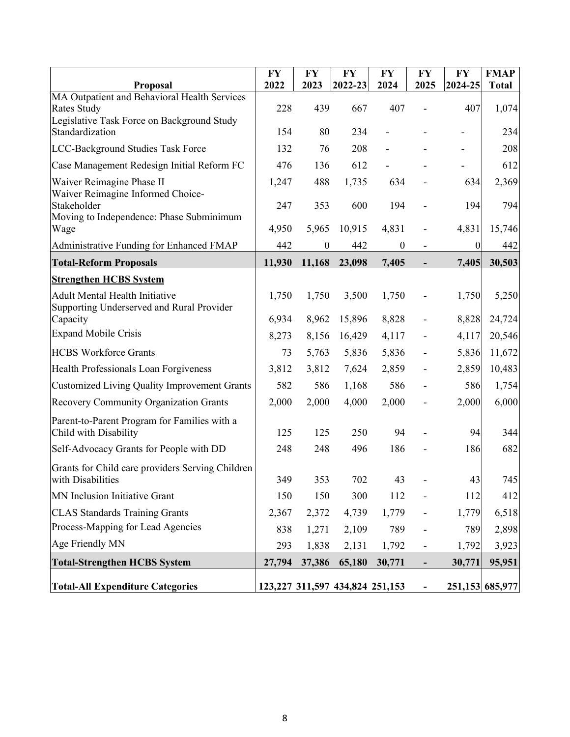| Proposal | FY 2022 | FY 2023 | FY 2022-23 | FY 2024 | FY 2025 | FY 2024-25 | FMAP Total |
|---|---|---|---|---|---|---|---|
| MA Outpatient and Behavioral Health Services Rates Study | 228 | 439 | 667 | 407 | - | 407 | 1,074 |
| Legislative Task Force on Background Study Standardization | 154 | 80 | 234 | - | - | - | 234 |
| LCC-Background Studies Task Force | 132 | 76 | 208 | - | - | - | 208 |
| Case Management Redesign Initial Reform FC | 476 | 136 | 612 | - | - | - | 612 |
| Waiver Reimagine Phase II | 1,247 | 488 | 1,735 | 634 | - | 634 | 2,369 |
| Waiver Reimagine Informed Choice-Stakeholder | 247 | 353 | 600 | 194 | - | 194 | 794 |
| Moving to Independence: Phase Subminimum Wage | 4,950 | 5,965 | 10,915 | 4,831 | - | 4,831 | 15,746 |
| Administrative Funding for Enhanced FMAP | 442 | 0 | 442 | 0 | - | 0 | 442 |
| **Total-Reform Proposals** | **11,930** | **11,168** | **23,098** | **7,405** | **-** | **7,405** | **30,503** |
| **Strengthen HCBS System** | | | | | | | |
| Adult Mental Health Initiative | 1,750 | 1,750 | 3,500 | 1,750 | - | 1,750 | 5,250 |
| Supporting Underserved and Rural Provider Capacity | 6,934 | 8,962 | 15,896 | 8,828 | - | 8,828 | 24,724 |
| Expand Mobile Crisis | 8,273 | 8,156 | 16,429 | 4,117 | - | 4,117 | 20,546 |
| HCBS Workforce Grants | 73 | 5,763 | 5,836 | 5,836 | - | 5,836 | 11,672 |
| Health Professionals Loan Forgiveness | 3,812 | 3,812 | 7,624 | 2,859 | - | 2,859 | 10,483 |
| Customized Living Quality Improvement Grants | 582 | 586 | 1,168 | 586 | - | 586 | 1,754 |
| Recovery Community Organization Grants | 2,000 | 2,000 | 4,000 | 2,000 | - | 2,000 | 6,000 |
| Parent-to-Parent Program for Families with a Child with Disability | 125 | 125 | 250 | 94 | - | 94 | 344 |
| Self-Advocacy Grants for People with DD | 248 | 248 | 496 | 186 | - | 186 | 682 |
| Grants for Child care providers Serving Children with Disabilities | 349 | 353 | 702 | 43 | - | 43 | 745 |
| MN Inclusion Initiative Grant | 150 | 150 | 300 | 112 | - | 112 | 412 |
| CLAS Standards Training Grants | 2,367 | 2,372 | 4,739 | 1,779 | - | 1,779 | 6,518 |
| Process-Mapping for Lead Agencies | 838 | 1,271 | 2,109 | 789 | - | 789 | 2,898 |
| Age Friendly MN | 293 | 1,838 | 2,131 | 1,792 | - | 1,792 | 3,923 |
| **Total-Strengthen HCBS System** | **27,794** | **37,386** | **65,180** | **30,771** | **-** | **30,771** | **95,951** |
| **Total-All Expenditure Categories** | **123,227** | **311,597** | **434,824** | **251,153** | **-** | **251,153** | **685,977** |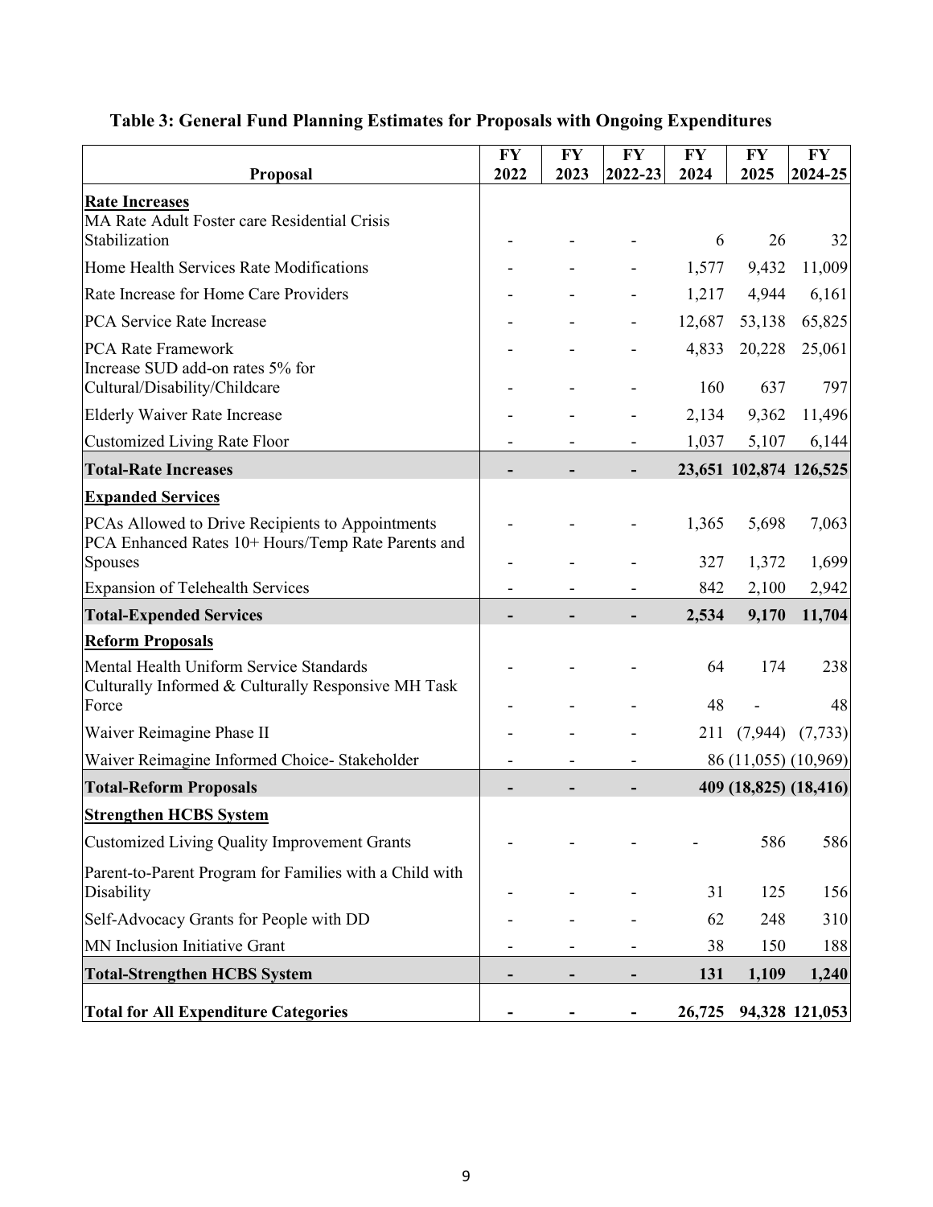### Table 3: General Fund Planning Estimates for Proposals with Ongoing Expenditures

| Proposal | FY 2022 | FY 2023 | FY 2022-23 | FY 2024 | FY 2025 | FY 2024-25 |
|---|---|---|---|---|---|---|
| **Rate Increases** | | | | | | |
| MA Rate Adult Foster care Residential Crisis Stabilization | - | - | - | 6 | 26 | 32 |
| Home Health Services Rate Modifications | - | - | - | 1,577 | 9,432 | 11,009 |
| Rate Increase for Home Care Providers | - | - | - | 1,217 | 4,944 | 6,161 |
| PCA Service Rate Increase | - | - | - | 12,687 | 53,138 | 65,825 |
| PCA Rate Framework | - | - | - | 4,833 | 20,228 | 25,061 |
| Increase SUD add-on rates 5% for Cultural/Disability/Childcare | - | - | - | 160 | 637 | 797 |
| Elderly Waiver Rate Increase | - | - | - | 2,134 | 9,362 | 11,496 |
| Customized Living Rate Floor | - | - | - | 1,037 | 5,107 | 6,144 |
| **Total-Rate Increases** | **-** | **-** | **-** | **23,651** | **102,874** | **126,525** |
| **Expanded Services** | | | | | | |
| PCAs Allowed to Drive Recipients to Appointments | - | - | - | 1,365 | 5,698 | 7,063 |
| PCA Enhanced Rates 10+ Hours/Temp Rate Parents and Spouses | - | - | - | 327 | 1,372 | 1,699 |
| Expansion of Telehealth Services | - | - | - | 842 | 2,100 | 2,942 |
| **Total-Expended Services** | **-** | **-** | **-** | **2,534** | **9,170** | **11,704** |
| **Reform Proposals** | | | | | | |
| Mental Health Uniform Service Standards | - | - | - | 64 | 174 | 238 |
| Culturally Informed & Culturally Responsive MH Task Force | - | - | - | 48 | - | 48 |
| Waiver Reimagine Phase II | - | - | - | 211 | (7,944) | (7,733) |
| Waiver Reimagine Informed Choice- Stakeholder | - | - | - | 86 | (11,055) | (10,969) |
| **Total-Reform Proposals** | **-** | **-** | **-** | **409** | **(18,825)** | **(18,416)** |
| **Strengthen HCBS System** | | | | | | |
| Customized Living Quality Improvement Grants | - | - | - | - | 586 | 586 |
| Parent-to-Parent Program for Families with a Child with Disability | - | - | - | 31 | 125 | 156 |
| Self-Advocacy Grants for People with DD | - | - | - | 62 | 248 | 310 |
| MN Inclusion Initiative Grant | - | - | - | 38 | 150 | 188 |
| **Total-Strengthen HCBS System** | **-** | **-** | **-** | **131** | **1,109** | **1,240** |
| **Total for All Expenditure Categories** | **-** | **-** | **-** | **26,725** | **94,328** | **121,053** |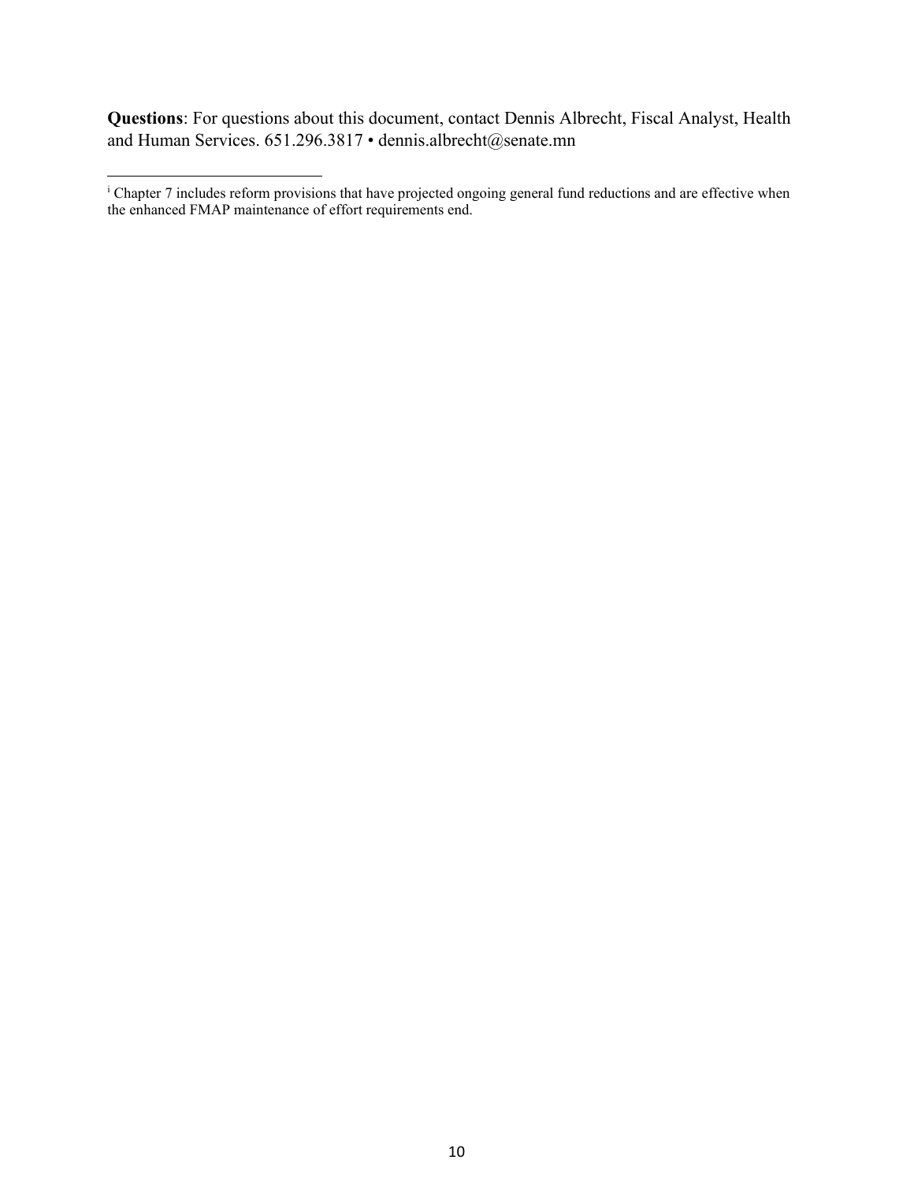**Questions**: For questions about this document, contact Dennis Albrecht, Fiscal Analyst, Health and Human Services. 651.296.3817 • dennis.albrecht@senate.mn

---

[i] Chapter 7 includes reform provisions that have projected ongoing general fund reductions and are effective when the enhanced FMAP maintenance of effort requirements end.